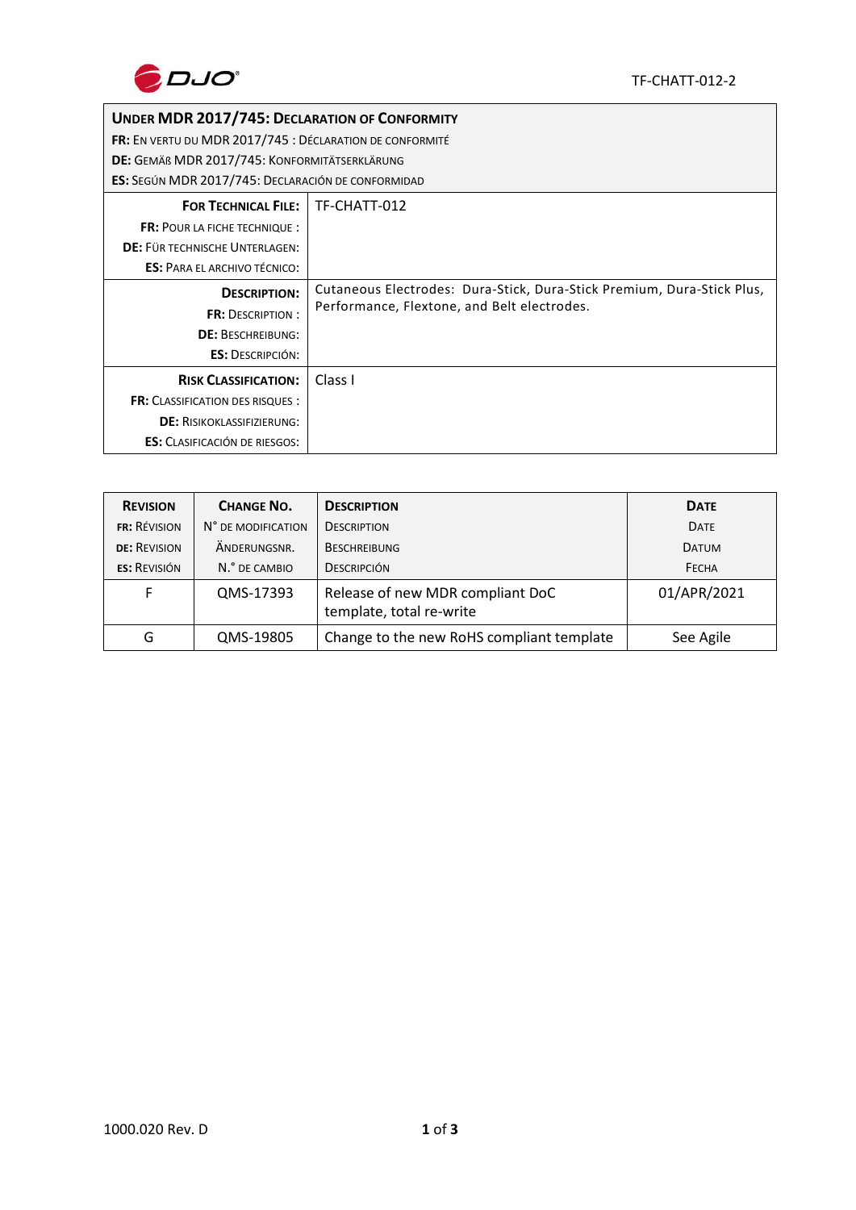| **UNDER MDR 2017/745: DECLARATION OF CONFORMITY**<br>**FR:** EN VERTU DU MDR 2017/745 : DÉCLARATION DE CONFORMITÉ<br>**DE:** GEMÄß MDR 2017/745: KONFORMITÄTSERKLÄRUNG<br>**ES:** SEGÚN MDR 2017/745: DECLARACIÓN DE CONFORMIDAD | |
|---|---|
| **FOR TECHNICAL FILE:**<br>**FR:** POUR LA FICHE TECHNIQUE :<br>**DE:** FÜR TECHNISCHE UNTERLAGEN:<br>**ES:** PARA EL ARCHIVO TÉCNICO: | TF-CHATT-012 |
| **DESCRIPTION:**<br>**FR:** DESCRIPTION :<br>**DE:** BESCHREIBUNG:<br>**ES:** DESCRIPCIÓN: | Cutaneous Electrodes: Dura-Stick, Dura-Stick Premium, Dura-Stick Plus, Performance, Flextone, and Belt electrodes. |
| **RISK CLASSIFICATION:**<br>**FR:** CLASSIFICATION DES RISQUES :<br>**DE:** RISIKOKLASSIFIZIERUNG:<br>**ES:** CLASIFICACIÓN DE RIESGOS: | Class I |

| **REVISION**<br>**FR:** RÉVISION<br>**DE:** REVISION<br>**ES:** REVISIÓN | **CHANGE NO.**<br>N° DE MODIFICATION<br>ÄNDERUNGSNR.<br>N.° DE CAMBIO | **DESCRIPTION**<br>DESCRIPTION<br>BESCHREIBUNG<br>DESCRIPCIÓN | **DATE**<br>DATE<br>DATUM<br>FECHA |
|---|---|---|---|
| F | QMS-17393 | Release of new MDR compliant DoC template, total re-write | 01/APR/2021 |
| G | QMS-19805 | Change to the new RoHS compliant template | See Agile |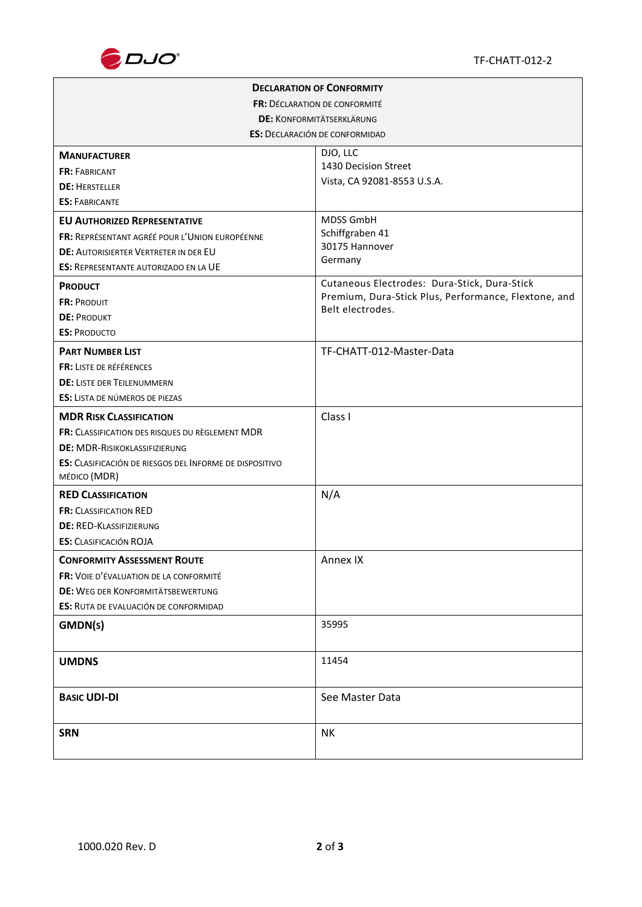| **DECLARATION OF CONFORMITY**<br>**FR:** DÉCLARATION DE CONFORMITÉ<br>**DE:** KONFORMITÄTSERKLÄRUNG<br>**ES:** DECLARACIÓN DE CONFORMIDAD | |
|---|---|
| **MANUFACTURER**<br>**FR:** FABRICANT<br>**DE:** HERSTELLER<br>**ES:** FABRICANTE | DJO, LLC<br>1430 Decision Street<br>Vista, CA 92081-8553 U.S.A. |
| **EU AUTHORIZED REPRESENTATIVE**<br>**FR:** REPRÉSENTANT AGRÉÉ POUR L'UNION EUROPÉENNE<br>**DE:** AUTORISIERTER VERTRETER IN DER EU<br>**ES:** REPRESENTANTE AUTORIZADO EN LA UE | MDSS GmbH<br>Schiffgraben 41<br>30175 Hannover<br>Germany |
| **PRODUCT**<br>**FR:** PRODUIT<br>**DE:** PRODUKT<br>**ES:** PRODUCTO | Cutaneous Electrodes: Dura-Stick, Dura-Stick Premium, Dura-Stick Plus, Performance, Flextone, and Belt electrodes. |
| **PART NUMBER LIST**<br>**FR:** LISTE DE RÉFÉRENCES<br>**DE:** LISTE DER TEILENUMMERN<br>**ES:** LISTA DE NÚMEROS DE PIEZAS | TF-CHATT-012-Master-Data |
| **MDR RISK CLASSIFICATION**<br>**FR:** CLASSIFICATION DES RISQUES DU RÈGLEMENT MDR<br>**DE:** MDR-RISIKOKLASSIFIZIERUNG<br>**ES:** CLASIFICACIÓN DE RIESGOS DEL INFORME DE DISPOSITIVO MÉDICO (MDR) | Class I |
| **RED CLASSIFICATION**<br>**FR:** CLASSIFICATION RED<br>**DE:** RED-KLASSIFIZIERUNG<br>**ES:** CLASIFICACIÓN ROJA | N/A |
| **CONFORMITY ASSESSMENT ROUTE**<br>**FR:** VOIE D'ÉVALUATION DE LA CONFORMITÉ<br>**DE:** WEG DER KONFORMITÄTSBEWERTUNG<br>**ES:** RUTA DE EVALUACIÓN DE CONFORMIDAD | Annex IX |
| **GMDN(s)** | 35995 |
| **UMDNS** | 11454 |
| **BASIC UDI-DI** | See Master Data |
| **SRN** | NK |

1000.020 Rev. D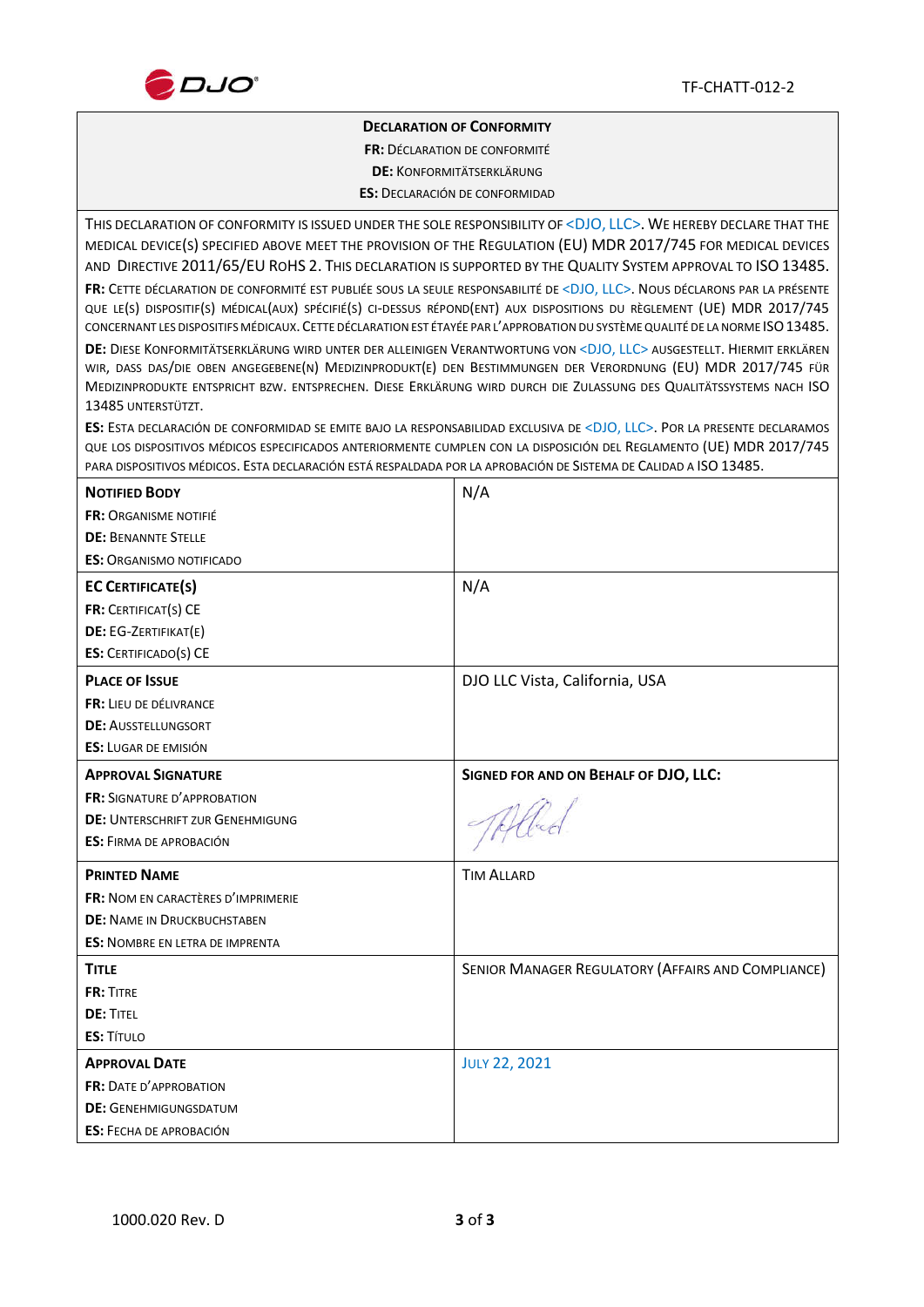| **Declaration of Conformity**<br>**FR:** Déclaration de conformité<br>**DE:** Konformitätserklärung<br>**ES:** Declaración de conformidad | |
|---|---|
| This declaration of conformity is issued under the sole responsibility of <DJO, LLC>. We hereby declare that the medical device(s) specified above meet the provision of the Regulation (EU) MDR 2017/745 for medical devices and Directive 2011/65/EU RoHS 2. This declaration is supported by the Quality System approval to ISO 13485.<br>**FR:** Cette déclaration de conformité est publiée sous la seule responsabilité de <DJO, LLC>. Nous déclarons par la présente que le(s) dispositif(s) médical(aux) spécifié(s) ci-dessus répond(ent) aux dispositions du règlement (UE) MDR 2017/745 concernant les dispositifs médicaux. Cette déclaration est étayée par l'approbation du système qualité de la norme ISO 13485.<br>**DE:** Diese Konformitätserklärung wird unter der alleinigen Verantwortung von <DJO, LLC> ausgestellt. Hiermit erklären wir, dass das/die oben angegebene(n) Medizinprodukt(e) den Bestimmungen der Verordnung (EU) MDR 2017/745 für Medizinprodukte entspricht bzw. entsprechen. Diese Erklärung wird durch die Zulassung des Qualitätssystems nach ISO 13485 unterstützt.<br>**ES:** Esta declaración de conformidad se emite bajo la responsabilidad exclusiva de <DJO, LLC>. Por la presente declaramos que los dispositivos médicos especificados anteriormente cumplen con la disposición del Reglamento (UE) MDR 2017/745 para dispositivos médicos. Esta declaración está respaldada por la aprobación de Sistema de Calidad a ISO 13485. | |
| **Notified Body**<br>**FR:** Organisme notifié<br>**DE:** Benannte Stelle<br>**ES:** Organismo notificado | N/A |
| **EC Certificate(s)**<br>**FR:** Certificat(s) CE<br>**DE:** EG-Zertifikat(e)<br>**ES:** Certificado(s) CE | N/A |
| **Place of Issue**<br>**FR:** Lieu de délivrance<br>**DE:** Ausstellungsort<br>**ES:** Lugar de emisión | DJO LLC Vista, California, USA |
| **Approval Signature**<br>**FR:** Signature d'approbation<br>**DE:** Unterschrift zur Genehmigung<br>**ES:** Firma de aprobación | **Signed for and on behalf of DJO, LLC:**<br>[signature] |
| **Printed Name**<br>**FR:** Nom en caractères d'imprimerie<br>**DE:** Name in Druckbuchstaben<br>**ES:** Nombre en letra de imprenta | Tim Allard |
| **Title**<br>**FR:** Titre<br>**DE:** Titel<br>**ES:** Título | Senior Manager Regulatory (Affairs and Compliance) |
| **Approval Date**<br>**FR:** Date d'approbation<br>**DE:** Genehmigungsdatum<br>**ES:** Fecha de aprobación | July 22, 2021 |